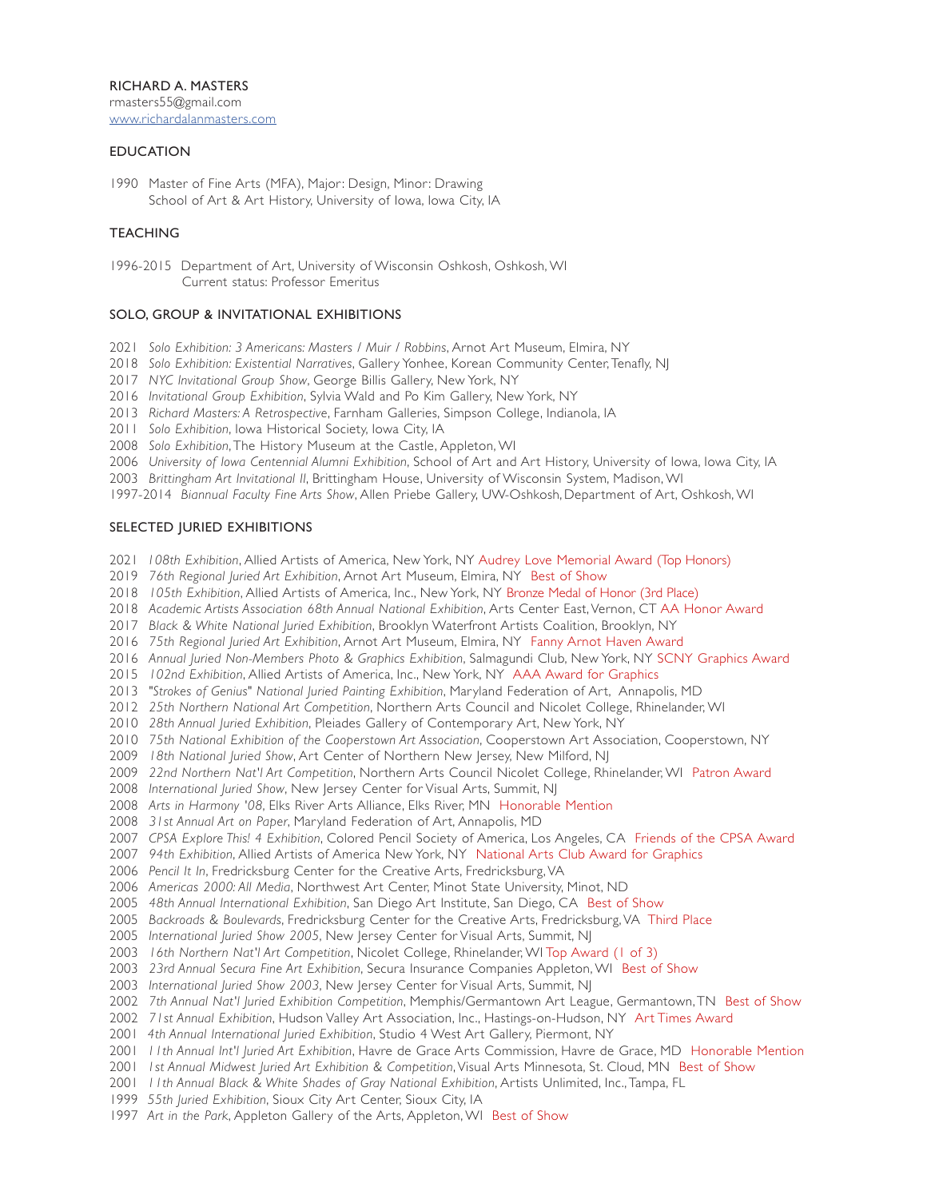RICHARD A. MASTERS
rmasters55@gmail.com
www.richardalanmasters.com

## EDUCATION

1990 Master of Fine Arts (MFA), Major: Design, Minor: Drawing
School of Art & Art History, University of Iowa, Iowa City, IA

## TEACHING

1996-2015 Department of Art, University of Wisconsin Oshkosh, Oshkosh, WI
Current status: Professor Emeritus

## SOLO, GROUP & INVITATIONAL EXHIBITIONS

2021 *Solo Exhibition: 3 Americans: Masters / Muir / Robbins*, Arnot Art Museum, Elmira, NY
2018 *Solo Exhibition: Existential Narratives*, Gallery Yonhee, Korean Community Center, Tenafly, NJ
2017 *NYC Invitational Group Show*, George Billis Gallery, New York, NY
2016 *Invitational Group Exhibition*, Sylvia Wald and Po Kim Gallery, New York, NY
2013 *Richard Masters: A Retrospective*, Farnham Galleries, Simpson College, Indianola, IA
2011 *Solo Exhibition*, Iowa Historical Society, Iowa City, IA
2008 *Solo Exhibition*, The History Museum at the Castle, Appleton, WI
2006 *University of Iowa Centennial Alumni Exhibition*, School of Art and Art History, University of Iowa, Iowa City, IA
2003 *Brittingham Art Invitational II*, Brittingham House, University of Wisconsin System, Madison, WI
1997-2014 *Biannual Faculty Fine Arts Show*, Allen Priebe Gallery, UW-Oshkosh, Department of Art, Oshkosh, WI

## SELECTED JURIED EXHIBITIONS

2021 *108th Exhibition*, Allied Artists of America, New York, NY Audrey Love Memorial Award (Top Honors)
2019 *76th Regional Juried Art Exhibition*, Arnot Art Museum, Elmira, NY Best of Show
2018 *105th Exhibition*, Allied Artists of America, Inc., New York, NY Bronze Medal of Honor (3rd Place)
2018 *Academic Artists Association 68th Annual National Exhibition*, Arts Center East, Vernon, CT AA Honor Award
2017 *Black & White National Juried Exhibition*, Brooklyn Waterfront Artists Coalition, Brooklyn, NY
2016 *75th Regional Juried Art Exhibition*, Arnot Art Museum, Elmira, NY Fanny Arnot Haven Award
2016 *Annual Juried Non-Members Photo & Graphics Exhibition*, Salmagundi Club, New York, NY SCNY Graphics Award
2015 *102nd Exhibition*, Allied Artists of America, Inc., New York, NY AAA Award for Graphics
2013 "*Strokes of Genius*" *National Juried Painting Exhibition*, Maryland Federation of Art, Annapolis, MD
2012 *25th Northern National Art Competition*, Northern Arts Council and Nicolet College, Rhinelander, WI
2010 *28th Annual Juried Exhibition*, Pleiades Gallery of Contemporary Art, New York, NY
2010 *75th National Exhibition of the Cooperstown Art Association*, Cooperstown Art Association, Cooperstown, NY
2009 *18th National Juried Show*, Art Center of Northern New Jersey, New Milford, NJ
2009 *22nd Northern Nat'l Art Competition*, Northern Arts Council Nicolet College, Rhinelander, WI Patron Award
2008 *International Juried Show*, New Jersey Center for Visual Arts, Summit, NJ
2008 *Arts in Harmony '08*, Elks River Arts Alliance, Elks River, MN Honorable Mention
2008 *31st Annual Art on Paper*, Maryland Federation of Art, Annapolis, MD
2007 *CPSA Explore This! 4 Exhibition*, Colored Pencil Society of America, Los Angeles, CA Friends of the CPSA Award
2007 *94th Exhibition*, Allied Artists of America New York, NY National Arts Club Award for Graphics
2006 *Pencil It In*, Fredricksburg Center for the Creative Arts, Fredricksburg, VA
2006 *Americas 2000: All Media*, Northwest Art Center, Minot State University, Minot, ND
2005 *48th Annual International Exhibition*, San Diego Art Institute, San Diego, CA Best of Show
2005 *Backroads & Boulevards*, Fredricksburg Center for the Creative Arts, Fredricksburg, VA Third Place
2005 *International Juried Show 2005*, New Jersey Center for Visual Arts, Summit, NJ
2003 *16th Northern Nat'l Art Competition*, Nicolet College, Rhinelander, WI Top Award (1 of 3)
2003 *23rd Annual Secura Fine Art Exhibition*, Secura Insurance Companies Appleton, WI Best of Show
2003 *International Juried Show 2003*, New Jersey Center for Visual Arts, Summit, NJ
2002 *7th Annual Nat'l Juried Exhibition Competition*, Memphis/Germantown Art League, Germantown, TN Best of Show
2002 *71st Annual Exhibition*, Hudson Valley Art Association, Inc., Hastings-on-Hudson, NY Art Times Award
2001 *4th Annual International Juried Exhibition*, Studio 4 West Art Gallery, Piermont, NY
2001 *11th Annual Int'l Juried Art Exhibition*, Havre de Grace Arts Commission, Havre de Grace, MD Honorable Mention
2001 *1st Annual Midwest Juried Art Exhibition & Competition*, Visual Arts Minnesota, St. Cloud, MN Best of Show
2001 *11th Annual Black & White Shades of Gray National Exhibition*, Artists Unlimited, Inc., Tampa, FL
1999 *55th Juried Exhibition*, Sioux City Art Center, Sioux City, IA
1997 *Art in the Park*, Appleton Gallery of the Arts, Appleton, WI Best of Show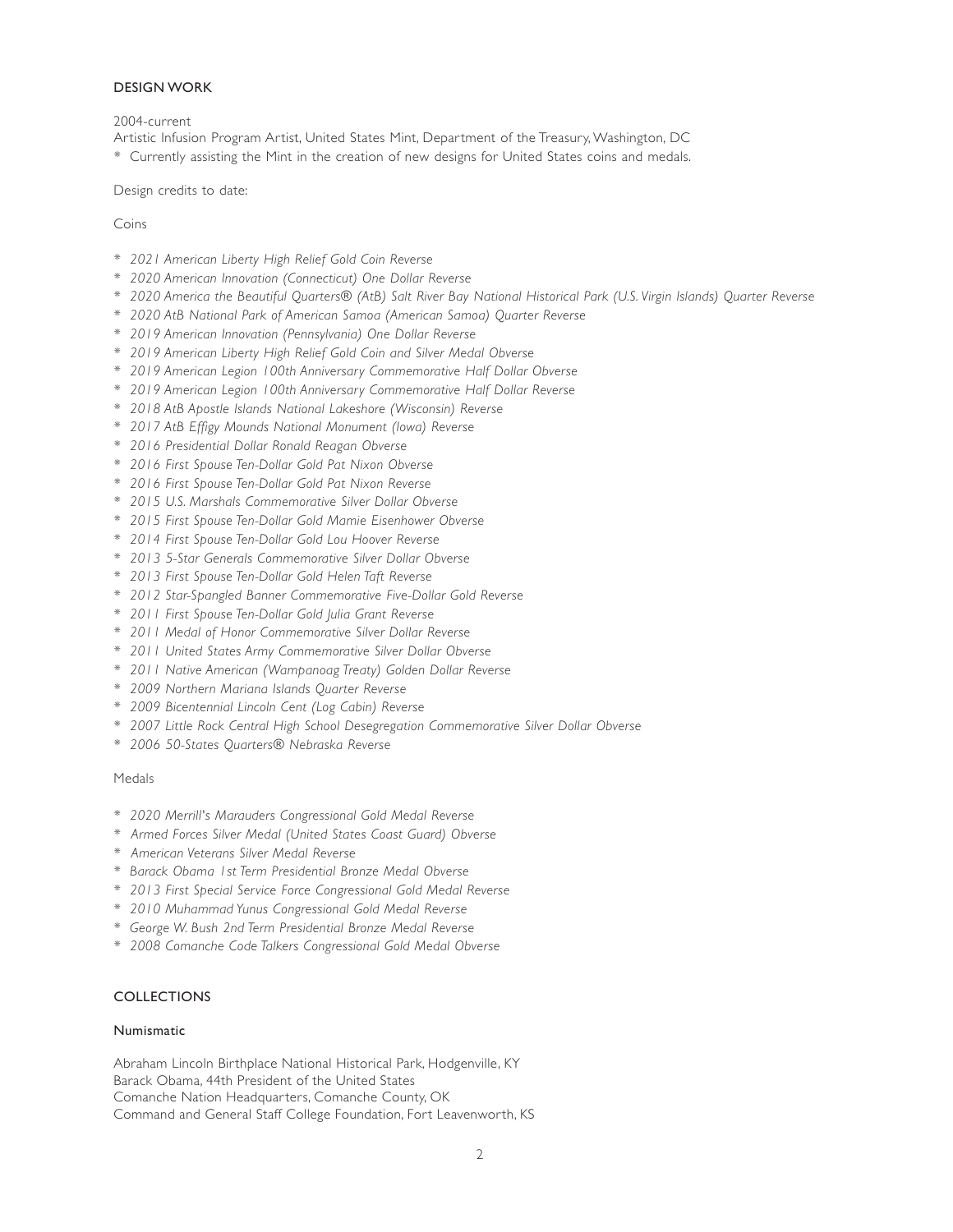## DESIGN WORK

2004-current

Artistic Infusion Program Artist, United States Mint, Department of the Treasury, Washington, DC

* Currently assisting the Mint in the creation of new designs for United States coins and medals.

Design credits to date:

Coins

* *2021 American Liberty High Relief Gold Coin Reverse*
* *2020 American Innovation (Connecticut) One Dollar Reverse*
* *2020 America the Beautiful Quarters® (AtB) Salt River Bay National Historical Park (U.S. Virgin Islands) Quarter Reverse*
* *2020 AtB National Park of American Samoa (American Samoa) Quarter Reverse*
* *2019 American Innovation (Pennsylvania) One Dollar Reverse*
* *2019 American Liberty High Relief Gold Coin and Silver Medal Obverse*
* *2019 American Legion 100th Anniversary Commemorative Half Dollar Obverse*
* *2019 American Legion 100th Anniversary Commemorative Half Dollar Reverse*
* *2018 AtB Apostle Islands National Lakeshore (Wisconsin) Reverse*
* *2017 AtB Effigy Mounds National Monument (Iowa) Reverse*
* *2016 Presidential Dollar Ronald Reagan Obverse*
* *2016 First Spouse Ten-Dollar Gold Pat Nixon Obverse*
* *2016 First Spouse Ten-Dollar Gold Pat Nixon Reverse*
* *2015 U.S. Marshals Commemorative Silver Dollar Obverse*
* *2015 First Spouse Ten-Dollar Gold Mamie Eisenhower Obverse*
* *2014 First Spouse Ten-Dollar Gold Lou Hoover Reverse*
* *2013 5-Star Generals Commemorative Silver Dollar Obverse*
* *2013 First Spouse Ten-Dollar Gold Helen Taft Reverse*
* *2012 Star-Spangled Banner Commemorative Five-Dollar Gold Reverse*
* *2011 First Spouse Ten-Dollar Gold Julia Grant Reverse*
* *2011 Medal of Honor Commemorative Silver Dollar Reverse*
* *2011 United States Army Commemorative Silver Dollar Obverse*
* *2011 Native American (Wampanoag Treaty) Golden Dollar Reverse*
* *2009 Northern Mariana Islands Quarter Reverse*
* *2009 Bicentennial Lincoln Cent (Log Cabin) Reverse*
* *2007 Little Rock Central High School Desegregation Commemorative Silver Dollar Obverse*
* *2006 50-States Quarters® Nebraska Reverse*

Medals

* *2020 Merrill's Marauders Congressional Gold Medal Reverse*
* *Armed Forces Silver Medal (United States Coast Guard) Obverse*
* *American Veterans Silver Medal Reverse*
* *Barack Obama 1st Term Presidential Bronze Medal Obverse*
* *2013 First Special Service Force Congressional Gold Medal Reverse*
* *2010 Muhammad Yunus Congressional Gold Medal Reverse*
* *George W. Bush 2nd Term Presidential Bronze Medal Reverse*
* *2008 Comanche Code Talkers Congressional Gold Medal Obverse*

## COLLECTIONS

### Numismatic

Abraham Lincoln Birthplace National Historical Park, Hodgenville, KY

Barack Obama, 44th President of the United States

Comanche Nation Headquarters, Comanche County, OK

Command and General Staff College Foundation, Fort Leavenworth, KS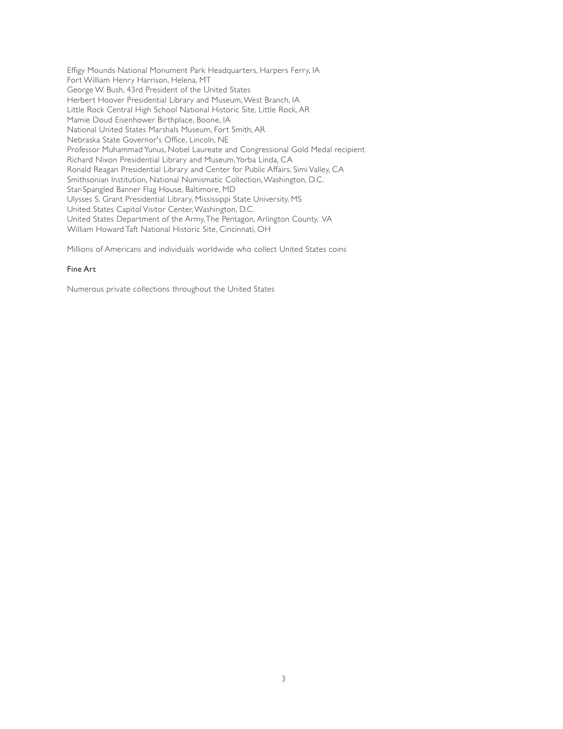Effigy Mounds National Monument Park Headquarters, Harpers Ferry, IA
Fort William Henry Harrison, Helena, MT
George W. Bush, 43rd President of the United States
Herbert Hoover Presidential Library and Museum, West Branch, IA
Little Rock Central High School National Historic Site, Little Rock, AR
Mamie Doud Eisenhower Birthplace, Boone, IA
National United States Marshals Museum, Fort Smith, AR
Nebraska State Governor's Office, Lincoln, NE
Professor Muhammad Yunus, Nobel Laureate and Congressional Gold Medal recipient
Richard Nixon Presidential Library and Museum, Yorba Linda, CA
Ronald Reagan Presidential Library and Center for Public Affairs, Simi Valley, CA
Smithsonian Institution, National Numismatic Collection, Washington, D.C.
Star-Spangled Banner Flag House, Baltimore, MD
Ulysses S. Grant Presidential Library, Mississippi State University, MS
United States Capitol Visitor Center, Washington, D.C.
United States Department of the Army, The Pentagon, Arlington County, VA
William Howard Taft National Historic Site, Cincinnati, OH

Millions of Americans and individuals worldwide who collect United States coins

### Fine Art

Numerous private collections throughout the United States